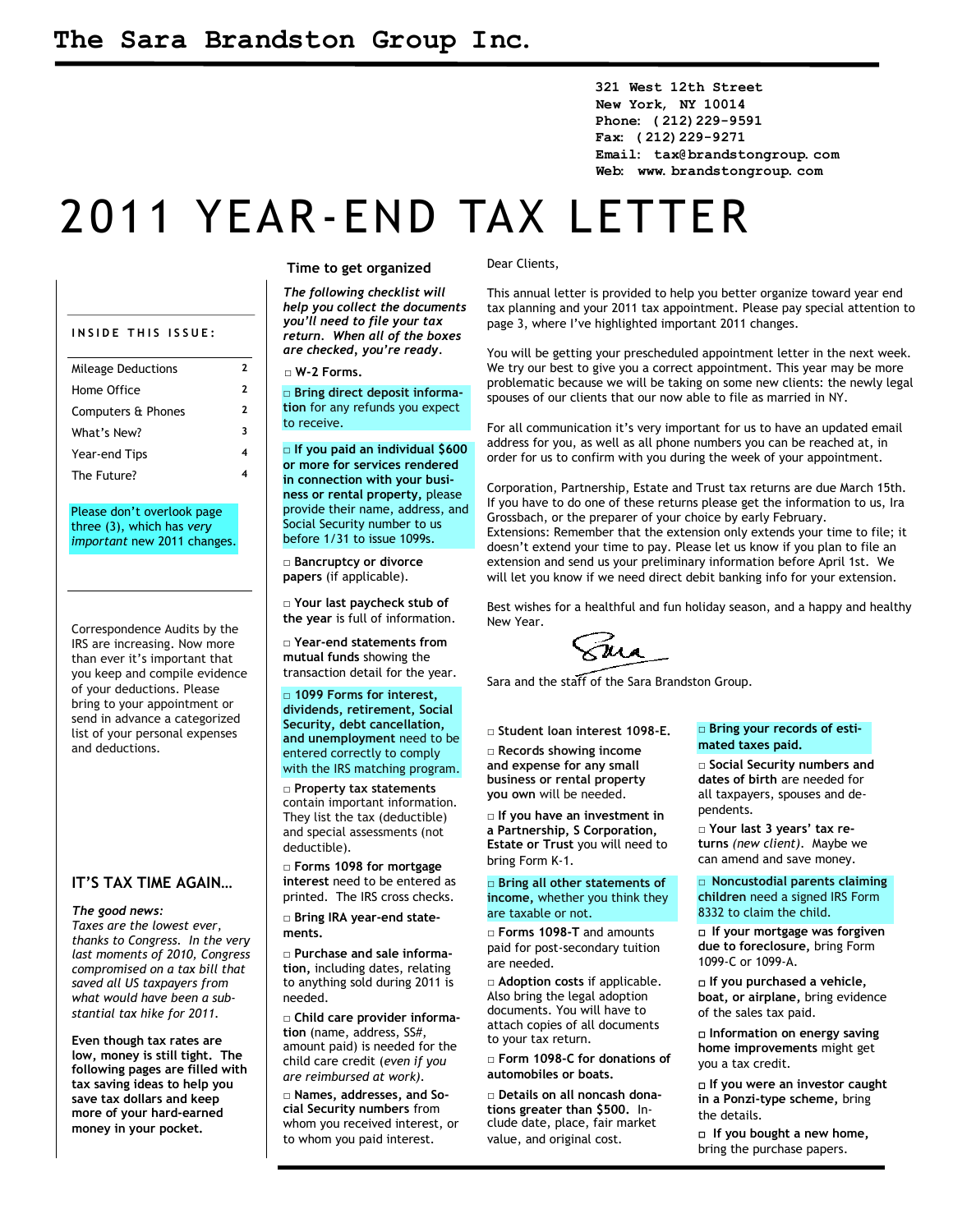# The Sara Brandston Group Inc.

321 West 12th Street
New York, NY 10014
Phone: (212) 229-9591
Fax: (212) 229-9271
Email: tax@brandstongroup.com
Web: www.brandstongroup.com

# 2011 YEAR-END TAX LETTER

**INSIDE THIS ISSUE:**

| | |
|---|---|
| Mileage Deductions | 2 |
| Home Office | 2 |
| Computers & Phones | 2 |
| What's New? | 3 |
| Year-end Tips | 4 |
| The Future? | 4 |

Please don't overlook page three (3), which has *very important* new 2011 changes.

Correspondence Audits by the IRS are increasing. Now more than ever it's important that you keep and compile evidence of your deductions. Please bring to your appointment or send in advance a categorized list of your personal expenses and deductions.

## IT'S TAX TIME AGAIN…

*The good news:*
*Taxes are the lowest ever, thanks to Congress. In the very last moments of 2010, Congress compromised on a tax bill that saved all US taxpayers from what would have been a substantial tax hike for 2011.*

**Even though tax rates are low, money is still tight. The following pages are filled with tax saving ideas to help you save tax dollars and keep more of your hard-earned money in your pocket.**

## Time to get organized

***The following checklist will help you collect the documents you'll need to file your tax return. When all of the boxes are checked, you're ready.***

- □ **W-2 Forms.**
- □ **Bring direct deposit information** for any refunds you expect to receive.
- □ **If you paid an individual $600 or more for services rendered in connection with your business or rental property,** please provide their name, address, and Social Security number to us before 1/31 to issue 1099s.
- □ **Bancruptcy or divorce papers** (if applicable).
- □ **Your last paycheck stub of the year** is full of information.
- □ **Year-end statements from mutual funds** showing the transaction detail for the year.
- □ **1099 Forms for interest, dividends, retirement, Social Security, debt cancellation, and unemployment** need to be entered correctly to comply with the IRS matching program.
- □ **Property tax statements** contain important information. They list the tax (deductible) and special assessments (not deductible).
- □ **Forms 1098 for mortgage interest** need to be entered as printed. The IRS cross checks.
- □ **Bring IRA year-end statements.**
- □ **Purchase and sale information,** including dates, relating to anything sold during 2011 is needed.
- □ **Child care provider information** (name, address, SS#, amount paid) is needed for the child care credit (*even if you are reimbursed at work*).
- □ **Names, addresses, and Social Security numbers** from whom you received interest, or to whom you paid interest.

Dear Clients,

This annual letter is provided to help you better organize toward year end tax planning and your 2011 tax appointment. Please pay special attention to page 3, where I've highlighted important 2011 changes.

You will be getting your prescheduled appointment letter in the next week. We try our best to give you a correct appointment. This year may be more problematic because we will be taking on some new clients: the newly legal spouses of our clients that our now able to file as married in NY.

For all communication it's very important for us to have an updated email address for you, as well as all phone numbers you can be reached at, in order for us to confirm with you during the week of your appointment.

Corporation, Partnership, Estate and Trust tax returns are due March 15th. If you have to do one of these returns please get the information to us, Ira Grossbach, or the preparer of your choice by early February.
Extensions: Remember that the extension only extends your time to file; it doesn't extend your time to pay. Please let us know if you plan to file an extension and send us your preliminary information before April 1st. We will let you know if we need direct debit banking info for your extension.

Best wishes for a healthful and fun holiday season, and a happy and healthy New Year.

Sara

Sara and the staff of the Sara Brandston Group.

- □ **Student loan interest 1098-E.**
- □ **Records showing income and expense for any small business or rental property you own** will be needed.
- □ **If you have an investment in a Partnership, S Corporation, Estate or Trust** you will need to bring Form K-1.
- □ **Bring all other statements of income,** whether you think they are taxable or not.
- □ **Forms 1098-T** and amounts paid for post-secondary tuition are needed.
- □ **Adoption costs** if applicable. Also bring the legal adoption documents. You will have to attach copies of all documents to your tax return.
- □ **Form 1098-C for donations of automobiles or boats.**
- □ **Details on all noncash donations greater than $500.** Include date, place, fair market value, and original cost.
- □ **Bring your records of estimated taxes paid.**
- □ **Social Security numbers and dates of birth** are needed for all taxpayers, spouses and dependents.
- □ **Your last 3 years' tax returns** *(new client).* Maybe we can amend and save money.
- □ **Noncustodial parents claiming children** need a signed IRS Form 8332 to claim the child.
- □ **If your mortgage was forgiven due to foreclosure,** bring Form 1099-C or 1099-A.
- □ **If you purchased a vehicle, boat, or airplane,** bring evidence of the sales tax paid.
- □ **Information on energy saving home improvements** might get you a tax credit.
- □ **If you were an investor caught in a Ponzi-type scheme,** bring the details.
- □ **If you bought a new home,** bring the purchase papers.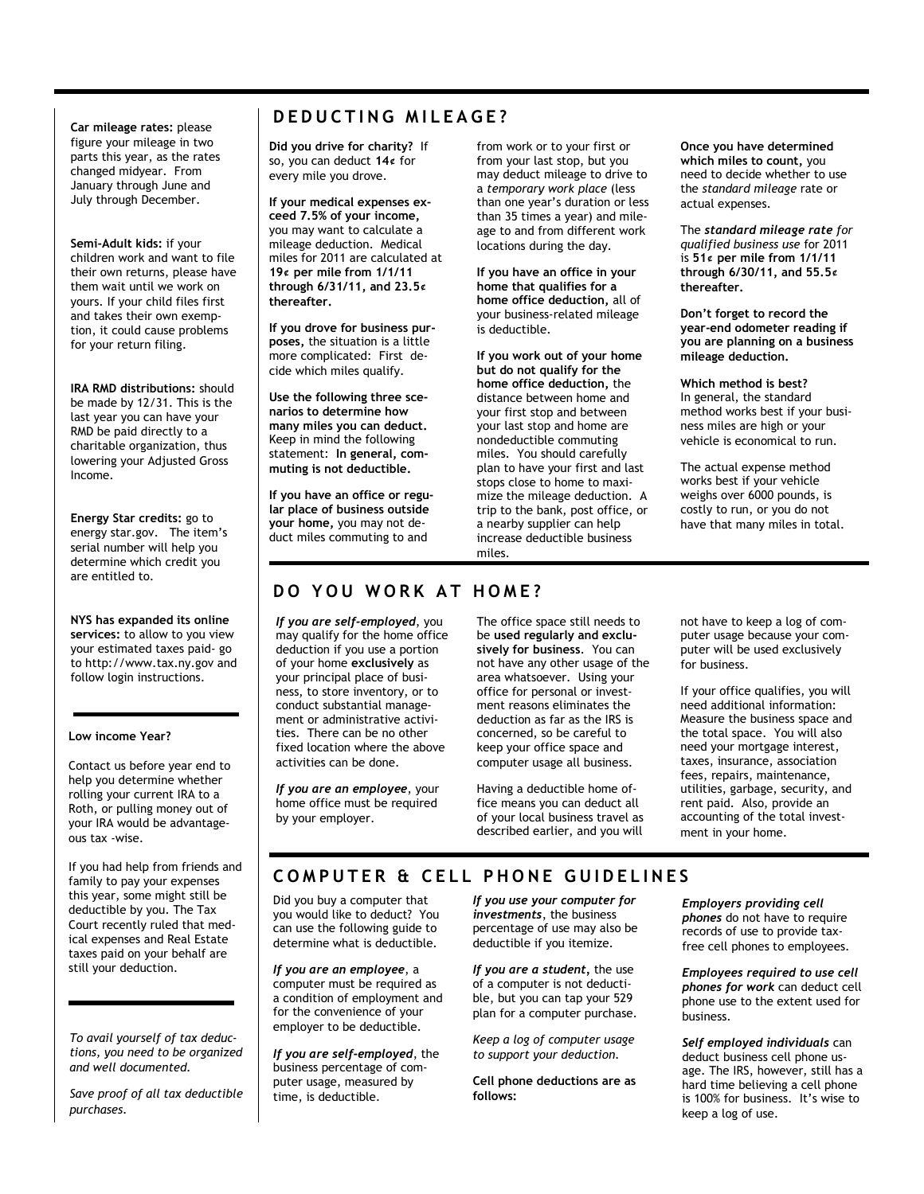**Car mileage rates:** please figure your mileage in two parts this year, as the rates changed midyear. From January through June and July through December.

**Semi-Adult kids:** if your children work and want to file their own returns, please have them wait until we work on yours. If your child files first and takes their own exemption, it could cause problems for your return filing.

**IRA RMD distributions:** should be made by 12/31. This is the last year you can have your RMD be paid directly to a charitable organization, thus lowering your Adjusted Gross Income.

**Energy Star credits:** go to energy star.gov. The item's serial number will help you determine which credit you are entitled to.

**NYS has expanded its online services:** to allow to you view your estimated taxes paid- go to http://www.tax.ny.gov and follow login instructions.

---

**Low income Year?**

Contact us before year end to help you determine whether rolling your current IRA to a Roth, or pulling money out of your IRA would be advantageous tax -wise.

If you had help from friends and family to pay your expenses this year, some might still be deductible by you. The Tax Court recently ruled that medical expenses and Real Estate taxes paid on your behalf are still your deduction.

---

*To avail yourself of tax deductions, you need to be organized and well documented.*

*Save proof of all tax deductible purchases.*

## DEDUCTING MILEAGE?

**Did you drive for charity?** If so, you can deduct **14¢** for every mile you drove.

**If your medical expenses exceed 7.5% of your income,** you may want to calculate a mileage deduction. Medical miles for 2011 are calculated at **19¢ per mile from 1/1/11 through 6/31/11, and 23.5¢ thereafter.**

**If you drove for business purposes,** the situation is a little more complicated: First decide which miles qualify.

**Use the following three scenarios to determine how many miles you can deduct.** Keep in mind the following statement: **In general, commuting is not deductible.**

**If you have an office or regular place of business outside your home,** you may not deduct miles commuting to and from work or to your first or from your last stop, but you may deduct mileage to drive to a *temporary work place* (less than one year's duration or less than 35 times a year) and mileage to and from different work locations during the day.

**If you have an office in your home that qualifies for a home office deduction,** all of your business-related mileage is deductible.

**If you work out of your home but do not qualify for the home office deduction,** the distance between home and your first stop and between your last stop and home are nondeductible commuting miles. You should carefully plan to have your first and last stops close to home to maximize the mileage deduction. A trip to the bank, post office, or a nearby supplier can help increase deductible business miles.

**Once you have determined which miles to count,** you need to decide whether to use the *standard mileage* rate or actual expenses.

The ***standard mileage rate*** *for qualified business use* for 2011 is **51¢ per mile from 1/1/11 through 6/30/11, and 55.5¢ thereafter.**

**Don't forget to record the year-end odometer reading if you are planning on a business mileage deduction.**

**Which method is best?**
In general, the standard method works best if your business miles are high or your vehicle is economical to run.

The actual expense method works best if your vehicle weighs over 6000 pounds, is costly to run, or you do not have that many miles in total.

## DO YOU WORK AT HOME?

***If you are self-employed***, you may qualify for the home office deduction if you use a portion of your home **exclusively** as your principal place of business, to store inventory, or to conduct substantial management or administrative activities. There can be no other fixed location where the above activities can be done.

***If you are an employee***, your home office must be required by your employer.

The office space still needs to be **used regularly and exclusively for business**. You can not have any other usage of the area whatsoever. Using your office for personal or investment reasons eliminates the deduction as far as the IRS is concerned, so be careful to keep your office space and computer usage all business.

Having a deductible home office means you can deduct all of your local business travel as described earlier, and you will not have to keep a log of computer usage because your computer will be used exclusively for business.

If your office qualifies, you will need additional information: Measure the business space and the total space. You will also need your mortgage interest, taxes, insurance, association fees, repairs, maintenance, utilities, garbage, security, and rent paid. Also, provide an accounting of the total investment in your home.

## COMPUTER & CELL PHONE GUIDELINES

Did you buy a computer that you would like to deduct? You can use the following guide to determine what is deductible.

***If you are an employee***, a computer must be required as a condition of employment and for the convenience of your employer to be deductible.

***If you are self-employed***, the business percentage of computer usage, measured by time, is deductible.

***If you use your computer for investments***, the business percentage of use may also be deductible if you itemize.

***If you are a student***, the use of a computer is not deductible, but you can tap your 529 plan for a computer purchase.

*Keep a log of computer usage to support your deduction.*

**Cell phone deductions are as follows:**

***Employers providing cell phones*** do not have to require records of use to provide tax-free cell phones to employees.

***Employees required to use cell phones for work*** can deduct cell phone use to the extent used for business.

***Self employed individuals*** can deduct business cell phone usage. The IRS, however, still has a hard time believing a cell phone is 100% for business. It's wise to keep a log of use.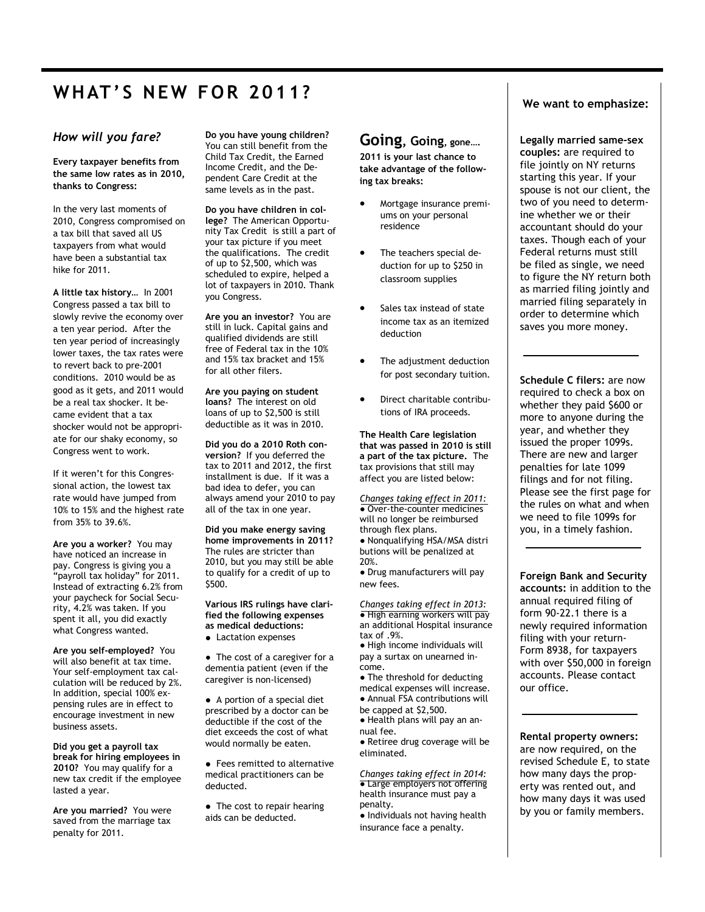# WHAT'S NEW FOR 2011?

## *How will you fare?*

**Every taxpayer benefits from the same low rates as in 2010, thanks to Congress:**

In the very last moments of 2010, Congress compromised on a tax bill that saved all US taxpayers from what would have been a substantial tax hike for 2011.

**A little tax history…** In 2001 Congress passed a tax bill to slowly revive the economy over a ten year period. After the ten year period of increasingly lower taxes, the tax rates were to revert back to pre-2001 conditions. 2010 would be as good as it gets, and 2011 would be a real tax shocker. It became evident that a tax shocker would not be appropriate for our shaky economy, so Congress went to work.

If it weren't for this Congressional action, the lowest tax rate would have jumped from 10% to 15% and the highest rate from 35% to 39.6%.

**Are you a worker?** You may have noticed an increase in pay. Congress is giving you a "payroll tax holiday" for 2011. Instead of extracting 6.2% from your paycheck for Social Security, 4.2% was taken. If you spent it all, you did exactly what Congress wanted.

**Are you self-employed?** You will also benefit at tax time. Your self-employment tax calculation will be reduced by 2%. In addition, special 100% expensing rules are in effect to encourage investment in new business assets.

**Did you get a payroll tax break for hiring employees in 2010?** You may qualify for a new tax credit if the employee lasted a year.

**Are you married?** You were saved from the marriage tax penalty for 2011.

**Do you have young children?** You can still benefit from the Child Tax Credit, the Earned Income Credit, and the Dependent Care Credit at the same levels as in the past.

**Do you have children in college?** The American Opportunity Tax Credit is still a part of your tax picture if you meet the qualifications. The credit of up to $2,500, which was scheduled to expire, helped a lot of taxpayers in 2010. Thank you Congress.

**Are you an investor?** You are still in luck. Capital gains and qualified dividends are still free of Federal tax in the 10% and 15% tax bracket and 15% for all other filers.

**Are you paying on student loans?** The interest on old loans of up to $2,500 is still deductible as it was in 2010.

**Did you do a 2010 Roth conversion?** If you deferred the tax to 2011 and 2012, the first installment is due. If it was a bad idea to defer, you can always amend your 2010 to pay all of the tax in one year.

**Did you make energy saving home improvements in 2011?** The rules are stricter than 2010, but you may still be able to qualify for a credit of up to $500.

**Various IRS rulings have clarified the following expenses as medical deductions:**

- Lactation expenses
- The cost of a caregiver for a dementia patient (even if the caregiver is non-licensed)
- A portion of a special diet prescribed by a doctor can be deductible if the cost of the diet exceeds the cost of what would normally be eaten.
- Fees remitted to alternative medical practitioners can be deducted.
- The cost to repair hearing aids can be deducted.

## Going, Going, gone….

**2011 is your last chance to take advantage of the following tax breaks:**

- Mortgage insurance premiums on your personal residence
- The teachers special deduction for up to $250 in classroom supplies
- Sales tax instead of state income tax as an itemized deduction
- The adjustment deduction for post secondary tuition.
- Direct charitable contributions of IRA proceeds.

**The Health Care legislation that was passed in 2010 is still a part of the tax picture.** The tax provisions that still may affect you are listed below:

*Changes taking effect in 2011:*

- Over-the-counter medicines will no longer be reimbursed through flex plans.
- Nonqualifying HSA/MSA distributions will be penalized at 20%.
- Drug manufacturers will pay new fees.

*Changes taking effect in 2013:*

- High earning workers will pay an additional Hospital insurance tax of .9%.
- High income individuals will pay a surtax on unearned income.
- The threshold for deducting medical expenses will increase.
- Annual FSA contributions will be capped at $2,500.
- Health plans will pay an annual fee.
- Retiree drug coverage will be eliminated.

*Changes taking effect in 2014:*

- Large employers not offering health insurance must pay a penalty.
- Individuals not having health insurance face a penalty.

## We want to emphasize:

**Legally married same-sex couples:** are required to file jointly on NY returns starting this year. If your spouse is not our client, the two of you need to determine whether we or their accountant should do your taxes. Though each of your Federal returns must still be filed as single, we need to figure the NY return both as married filing jointly and married filing separately in order to determine which saves you more money.

---

**Schedule C filers:** are now required to check a box on whether they paid $600 or more to anyone during the year, and whether they issued the proper 1099s. There are new and larger penalties for late 1099 filings and for not filing. Please see the first page for the rules on what and when we need to file 1099s for you, in a timely fashion.

---

**Foreign Bank and Security accounts:** in addition to the annual required filing of form 90-22.1 there is a newly required information filing with your return- Form 8938, for taxpayers with over $50,000 in foreign accounts. Please contact our office.

---

**Rental property owners:** are now required, on the revised Schedule E, to state how many days the property was rented out, and how many days it was used by you or family members.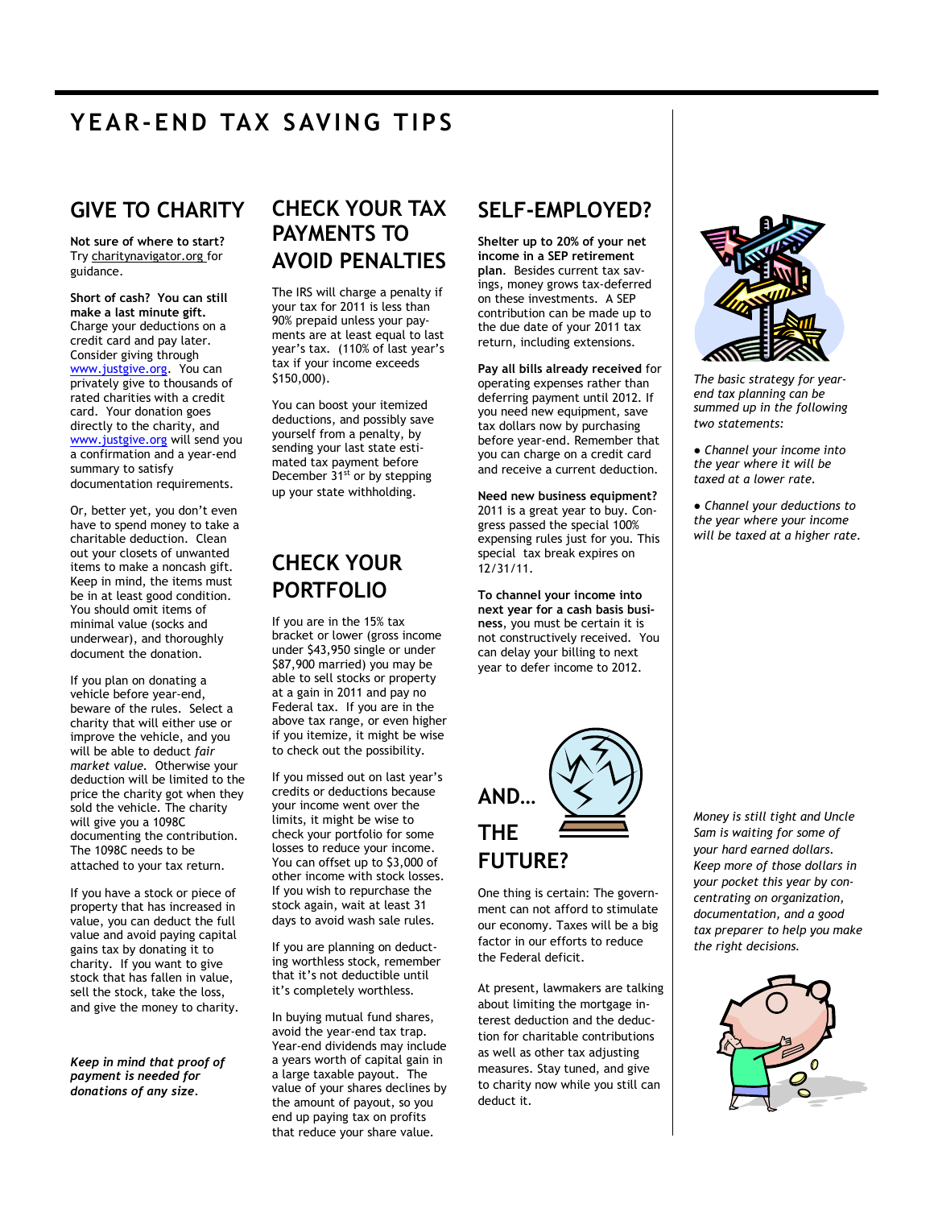# YEAR-END TAX SAVING TIPS

## GIVE TO CHARITY

**Not sure of where to start?** Try charitynavigator.org for guidance.

**Short of cash? You can still make a last minute gift.** Charge your deductions on a credit card and pay later. Consider giving through www.justgive.org. You can privately give to thousands of rated charities with a credit card. Your donation goes directly to the charity, and www.justgive.org will send you a confirmation and a year-end summary to satisfy documentation requirements.

Or, better yet, you don't even have to spend money to take a charitable deduction. Clean out your closets of unwanted items to make a noncash gift. Keep in mind, the items must be in at least good condition. You should omit items of minimal value (socks and underwear), and thoroughly document the donation.

If you plan on donating a vehicle before year-end, beware of the rules. Select a charity that will either use or improve the vehicle, and you will be able to deduct *fair market value*. Otherwise your deduction will be limited to the price the charity got when they sold the vehicle. The charity will give you a 1098C documenting the contribution. The 1098C needs to be attached to your tax return.

If you have a stock or piece of property that has increased in value, you can deduct the full value and avoid paying capital gains tax by donating it to charity. If you want to give stock that has fallen in value, sell the stock, take the loss, and give the money to charity.

***Keep in mind that proof of payment is needed for donations of any size.***

## CHECK YOUR TAX PAYMENTS TO AVOID PENALTIES

The IRS will charge a penalty if your tax for 2011 is less than 90% prepaid unless your payments are at least equal to last year's tax. (110% of last year's tax if your income exceeds $150,000).

You can boost your itemized deductions, and possibly save yourself from a penalty, by sending your last state estimated tax payment before December 31st or by stepping up your state withholding.

## CHECK YOUR PORTFOLIO

If you are in the 15% tax bracket or lower (gross income under $43,950 single or under $87,900 married) you may be able to sell stocks or property at a gain in 2011 and pay no Federal tax. If you are in the above tax range, or even higher if you itemize, it might be wise to check out the possibility.

If you missed out on last year's credits or deductions because your income went over the limits, it might be wise to check your portfolio for some losses to reduce your income. You can offset up to $3,000 of other income with stock losses. If you wish to repurchase the stock again, wait at least 31 days to avoid wash sale rules.

If you are planning on deducting worthless stock, remember that it's not deductible until it's completely worthless.

In buying mutual fund shares, avoid the year-end tax trap. Year-end dividends may include a years worth of capital gain in a large taxable payout. The value of your shares declines by the amount of payout, so you end up paying tax on profits that reduce your share value.

## SELF-EMPLOYED?

**Shelter up to 20% of your net income in a SEP retirement plan**. Besides current tax savings, money grows tax-deferred on these investments. A SEP contribution can be made up to the due date of your 2011 tax return, including extensions.

**Pay all bills already received** for operating expenses rather than deferring payment until 2012. If you need new equipment, save tax dollars now by purchasing before year-end. Remember that you can charge on a credit card and receive a current deduction.

**Need new business equipment?** 2011 is a great year to buy. Congress passed the special 100% expensing rules just for you. This special tax break expires on 12/31/11.

**To channel your income into next year for a cash basis business**, you must be certain it is not constructively received. You can delay your billing to next year to defer income to 2012.

## AND… THE FUTURE?

One thing is certain: The government can not afford to stimulate our economy. Taxes will be a big factor in our efforts to reduce the Federal deficit.

At present, lawmakers are talking about limiting the mortgage interest deduction and the deduction for charitable contributions as well as other tax adjusting measures. Stay tuned, and give to charity now while you still can deduct it.

*The basic strategy for year-end tax planning can be summed up in the following two statements:*

- *Channel your income into the year where it will be taxed at a lower rate.*
- *Channel your deductions to the year where your income will be taxed at a higher rate.*

*Money is still tight and Uncle Sam is waiting for some of your hard earned dollars. Keep more of those dollars in your pocket this year by concentrating on organization, documentation, and a good tax preparer to help you make the right decisions.*